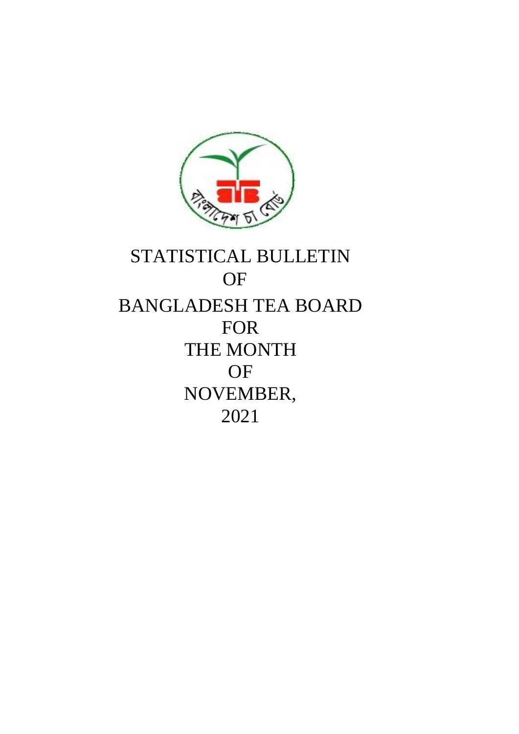# STATISTICAL BULLETIN
# OF
# BANGLADESH TEA BOARD
# FOR
# THE MONTH
# OF
# NOVEMBER,
# 2021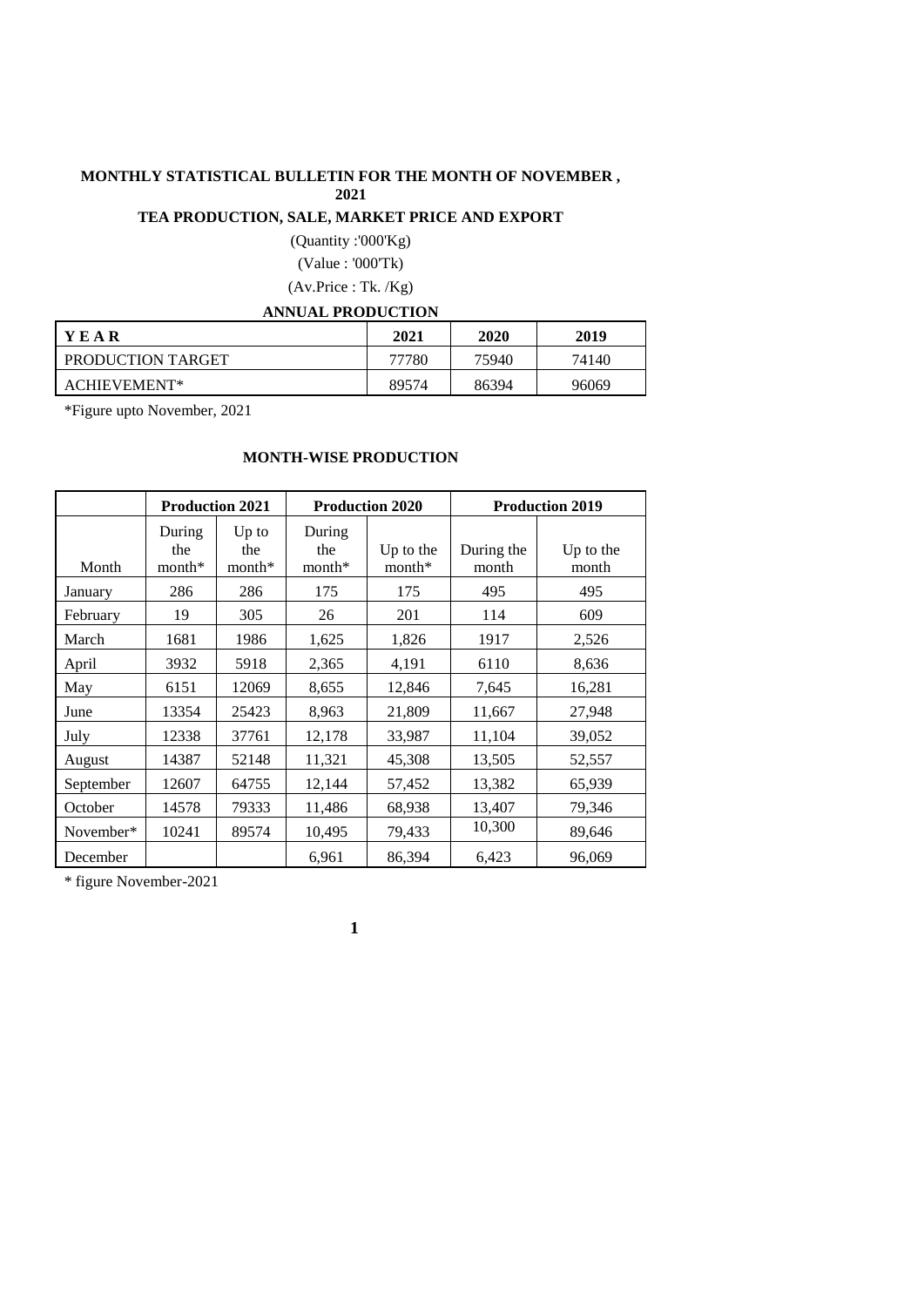**MONTHLY STATISTICAL BULLETIN FOR THE MONTH OF NOVEMBER , 2021**

**TEA PRODUCTION, SALE, MARKET PRICE AND EXPORT**

(Quantity :'000'Kg)

(Value : '000'Tk)

(Av.Price : Tk. /Kg)

**ANNUAL PRODUCTION**

| Y E A R | 2021 | 2020 | 2019 |
|---|---|---|---|
| PRODUCTION TARGET | 77780 | 75940 | 74140 |
| ACHIEVEMENT* | 89574 | 86394 | 96069 |

*Figure upto November, 2021

**MONTH-WISE PRODUCTION**

| | Production 2021 | | Production 2020 | | Production 2019 | |
|---|---|---|---|---|---|---|
| Month | During the month* | Up to the month* | During the month* | Up to the month* | During the month | Up to the month |
| January | 286 | 286 | 175 | 175 | 495 | 495 |
| February | 19 | 305 | 26 | 201 | 114 | 609 |
| March | 1681 | 1986 | 1,625 | 1,826 | 1917 | 2,526 |
| April | 3932 | 5918 | 2,365 | 4,191 | 6110 | 8,636 |
| May | 6151 | 12069 | 8,655 | 12,846 | 7,645 | 16,281 |
| June | 13354 | 25423 | 8,963 | 21,809 | 11,667 | 27,948 |
| July | 12338 | 37761 | 12,178 | 33,987 | 11,104 | 39,052 |
| August | 14387 | 52148 | 11,321 | 45,308 | 13,505 | 52,557 |
| September | 12607 | 64755 | 12,144 | 57,452 | 13,382 | 65,939 |
| October | 14578 | 79333 | 11,486 | 68,938 | 13,407 | 79,346 |
| November* | 10241 | 89574 | 10,495 | 79,433 | 10,300 | 89,646 |
| December | | | 6,961 | 86,394 | 6,423 | 96,069 |

* figure November-2021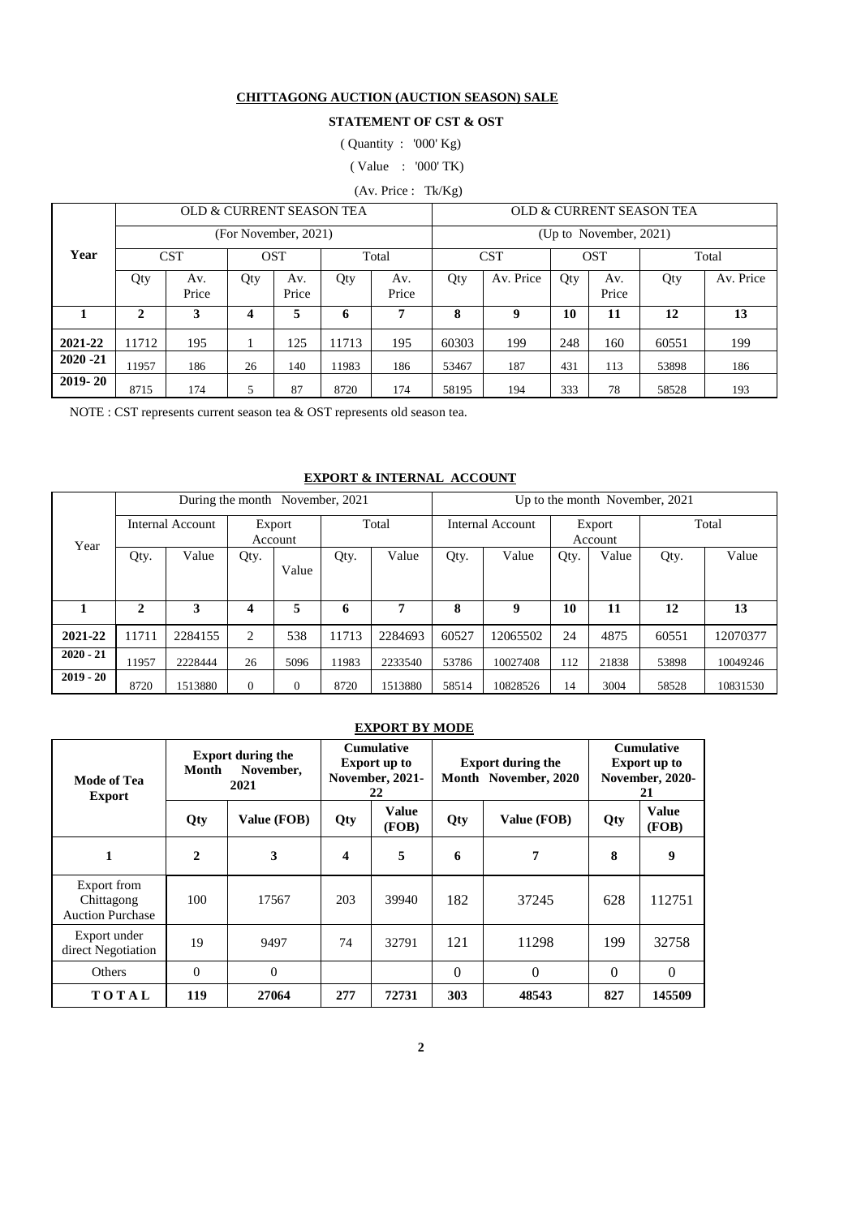**CHITTAGONG AUCTION (AUCTION SEASON) SALE**

**STATEMENT OF CST & OST**

( Quantity : '000' Kg)

( Value : '000' TK)

(Av. Price : Tk/Kg)

| Year | OLD & CURRENT SEASON TEA (For November, 2021) | | | | | | OLD & CURRENT SEASON TEA (Up to November, 2021) | | | | | |
|---|---|---|---|---|---|---|---|---|---|---|---|---|
| | CST | | OST | | Total | | CST | | OST | | Total | |
| | Qty | Av. Price | Qty | Av. Price | Qty | Av. Price | Qty | Av. Price | Qty | Av. Price | Qty | Av. Price |
| **1** | **2** | **3** | **4** | **5** | **6** | **7** | **8** | **9** | **10** | **11** | **12** | **13** |
| **2021-22** | 11712 | 195 | 1 | 125 | 11713 | 195 | 60303 | 199 | 248 | 160 | 60551 | 199 |
| **2020 -21** | 11957 | 186 | 26 | 140 | 11983 | 186 | 53467 | 187 | 431 | 113 | 53898 | 186 |
| **2019- 20** | 8715 | 174 | 5 | 87 | 8720 | 174 | 58195 | 194 | 333 | 78 | 58528 | 193 |

NOTE : CST represents current season tea & OST represents old season tea.

**EXPORT & INTERNAL ACCOUNT**

| Year | During the month November, 2021 | | | | | | Up to the month November, 2021 | | | | | |
|---|---|---|---|---|---|---|---|---|---|---|---|---|
| | Internal Account | | Export Account | | Total | | Internal Account | | Export Account | | Total | |
| | Qty. | Value | Qty. | Value | Qty. | Value | Qty. | Value | Qty. | Value | Qty. | Value |
| **1** | **2** | **3** | **4** | **5** | **6** | **7** | **8** | **9** | **10** | **11** | **12** | **13** |
| **2021-22** | 11711 | 2284155 | 2 | 538 | 11713 | 2284693 | 60527 | 12065502 | 24 | 4875 | 60551 | 12070377 |
| **2020 - 21** | 11957 | 2228444 | 26 | 5096 | 11983 | 2233540 | 53786 | 10027408 | 112 | 21838 | 53898 | 10049246 |
| **2019 - 20** | 8720 | 1513880 | 0 | 0 | 8720 | 1513880 | 58514 | 10828526 | 14 | 3004 | 58528 | 10831530 |

**EXPORT BY MODE**

| **Mode of Tea Export** | **Export during the Month November, 2021** | | **Cumulative Export up to November, 2021-22** | | **Export during the Month November, 2020** | | **Cumulative Export up to November, 2020-21** | |
|---|---|---|---|---|---|---|---|---|
| | **Qty** | **Value (FOB)** | **Qty** | **Value (FOB)** | **Qty** | **Value (FOB)** | **Qty** | **Value (FOB)** |
| **1** | **2** | **3** | **4** | **5** | **6** | **7** | **8** | **9** |
| Export from Chittagong Auction Purchase | 100 | 17567 | 203 | 39940 | 182 | 37245 | 628 | 112751 |
| Export under direct Negotiation | 19 | 9497 | 74 | 32791 | 121 | 11298 | 199 | 32758 |
| Others | 0 | 0 | | | 0 | 0 | 0 | 0 |
| **T O T A L** | **119** | **27064** | **277** | **72731** | **303** | **48543** | **827** | **145509** |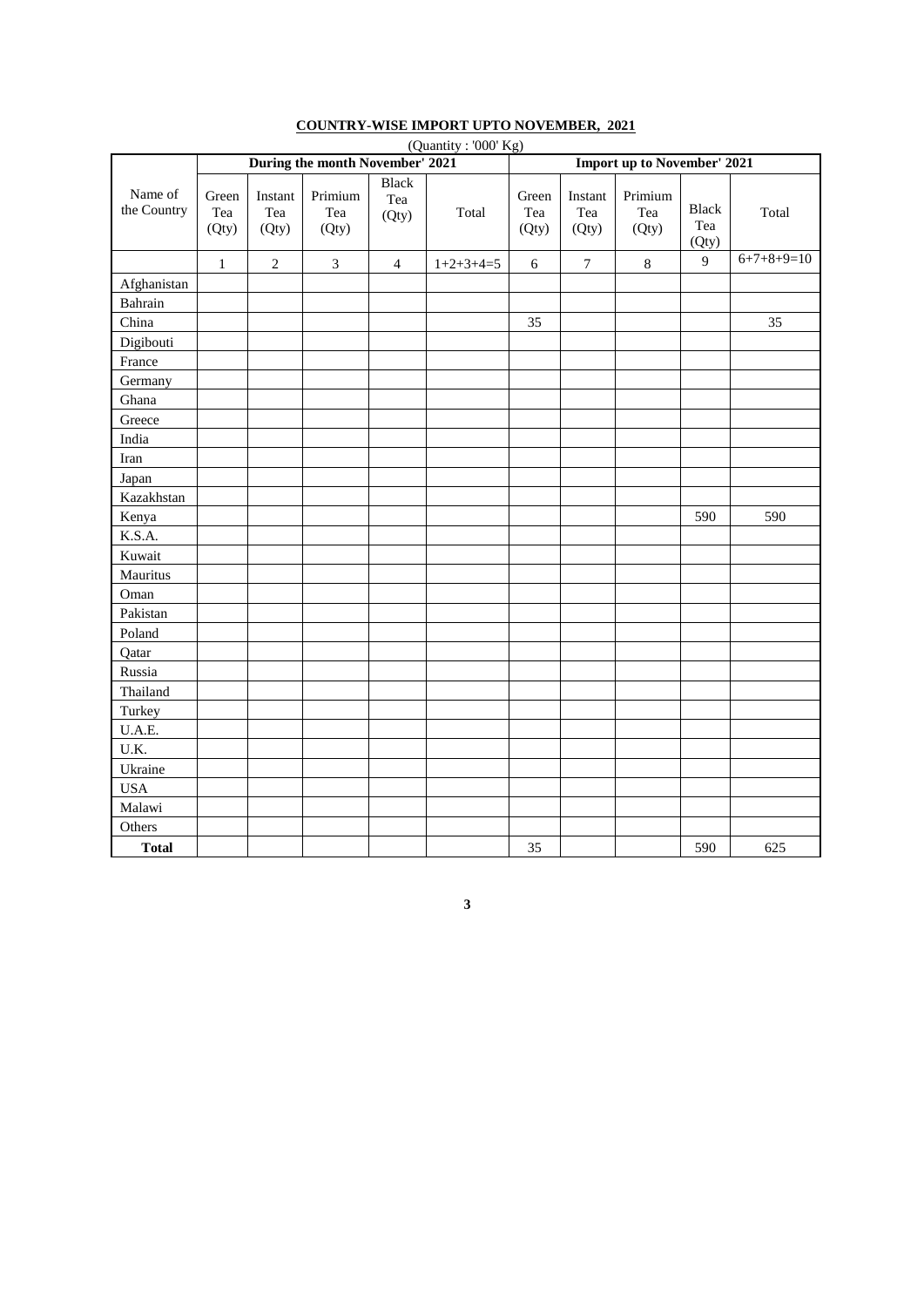## COUNTRY-WISE IMPORT UPTO NOVEMBER, 2021

(Quantity : '000' Kg)

| Name of the Country | During the month November' 2021 | | | | | Import up to November' 2021 | | | | |
|---|---|---|---|---|---|---|---|---|---|---|
| | Green Tea (Qty) | Instant Tea (Qty) | Primium Tea (Qty) | Black Tea (Qty) | Total | Green Tea (Qty) | Instant Tea (Qty) | Primium Tea (Qty) | Black Tea (Qty) | Total |
| | 1 | 2 | 3 | 4 | 1+2+3+4=5 | 6 | 7 | 8 | 9 | 6+7+8+9=10 |
| Afghanistan | | | | | | | | | | |
| Bahrain | | | | | | | | | | |
| China | | | | | | 35 | | | | 35 |
| Digibouti | | | | | | | | | | |
| France | | | | | | | | | | |
| Germany | | | | | | | | | | |
| Ghana | | | | | | | | | | |
| Greece | | | | | | | | | | |
| India | | | | | | | | | | |
| Iran | | | | | | | | | | |
| Japan | | | | | | | | | | |
| Kazakhstan | | | | | | | | | | |
| Kenya | | | | | | | | | 590 | 590 |
| K.S.A. | | | | | | | | | | |
| Kuwait | | | | | | | | | | |
| Mauritus | | | | | | | | | | |
| Oman | | | | | | | | | | |
| Pakistan | | | | | | | | | | |
| Poland | | | | | | | | | | |
| Qatar | | | | | | | | | | |
| Russia | | | | | | | | | | |
| Thailand | | | | | | | | | | |
| Turkey | | | | | | | | | | |
| U.A.E. | | | | | | | | | | |
| U.K. | | | | | | | | | | |
| Ukraine | | | | | | | | | | |
| USA | | | | | | | | | | |
| Malawi | | | | | | | | | | |
| Others | | | | | | | | | | |
| **Total** | | | | | | 35 | | | 590 | 625 |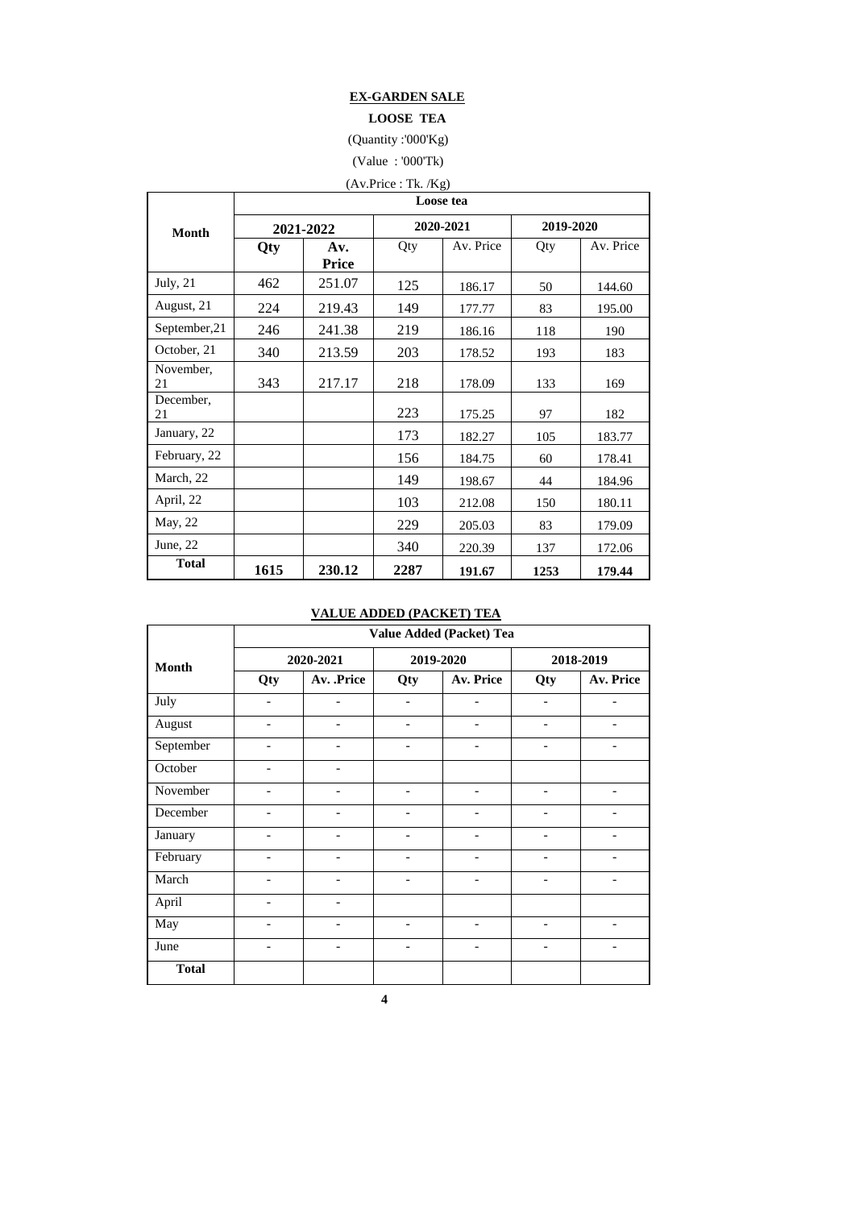## EX-GARDEN SALE

### LOOSE TEA

(Quantity :'000'Kg)

(Value : '000'Tk)

(Av.Price : Tk. /Kg)

| Month | Loose tea | | | | | |
|---|---|---|---|---|---|---|
| | 2021-2022 | | 2020-2021 | | 2019-2020 | |
| | Qty | Av. Price | Qty | Av. Price | Qty | Av. Price |
| July, 21 | 462 | 251.07 | 125 | 186.17 | 50 | 144.60 |
| August, 21 | 224 | 219.43 | 149 | 177.77 | 83 | 195.00 |
| September,21 | 246 | 241.38 | 219 | 186.16 | 118 | 190 |
| October, 21 | 340 | 213.59 | 203 | 178.52 | 193 | 183 |
| November, 21 | 343 | 217.17 | 218 | 178.09 | 133 | 169 |
| December, 21 | | | 223 | 175.25 | 97 | 182 |
| January, 22 | | | 173 | 182.27 | 105 | 183.77 |
| February, 22 | | | 156 | 184.75 | 60 | 178.41 |
| March, 22 | | | 149 | 198.67 | 44 | 184.96 |
| April, 22 | | | 103 | 212.08 | 150 | 180.11 |
| May, 22 | | | 229 | 205.03 | 83 | 179.09 |
| June, 22 | | | 340 | 220.39 | 137 | 172.06 |
| **Total** | **1615** | **230.12** | **2287** | **191.67** | **1253** | **179.44** |

### VALUE ADDED (PACKET) TEA

| Month | Value Added (Packet) Tea | | | | | |
|---|---|---|---|---|---|---|
| | 2020-2021 | | 2019-2020 | | 2018-2019 | |
| | Qty | Av. .Price | Qty | Av. Price | Qty | Av. Price |
| July | - | - | - | - | - | - |
| August | - | - | - | - | - | - |
| September | - | - | - | - | - | - |
| October | - | - | | | | |
| November | - | - | - | - | - | - |
| December | - | - | - | - | - | - |
| January | - | - | - | - | - | - |
| February | - | - | - | - | - | - |
| March | - | - | - | - | - | - |
| April | - | - | | | | |
| May | - | - | - | - | - | - |
| June | - | - | - | - | - | - |
| **Total** | | | | | | |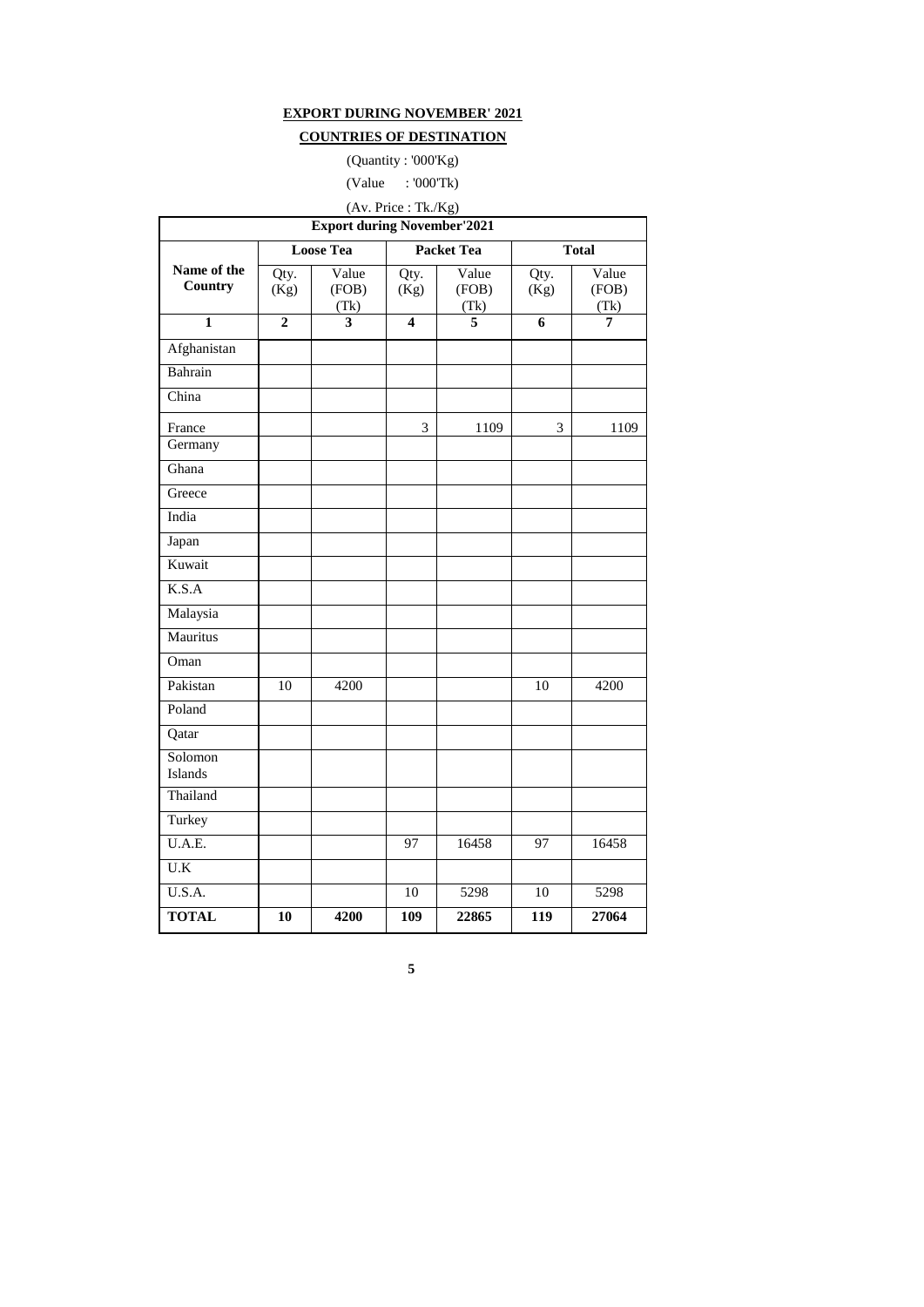**EXPORT DURING NOVEMBER' 2021**

**COUNTRIES OF DESTINATION**

(Quantity : '000'Kg)

(Value : '000'Tk)

(Av. Price : Tk./Kg)

| Export during November'2021 | | | | | | |
|---|---|---|---|---|---|---|
| | **Loose Tea** | | **Packet Tea** | | **Total** | |
| **Name of the Country** | Qty. (Kg) | Value (FOB) (Tk) | Qty. (Kg) | Value (FOB) (Tk) | Qty. (Kg) | Value (FOB) (Tk) |
| **1** | **2** | **3** | **4** | **5** | **6** | **7** |
| Afghanistan | | | | | | |
| Bahrain | | | | | | |
| China | | | | | | |
| France | | | 3 | 1109 | 3 | 1109 |
| Germany | | | | | | |
| Ghana | | | | | | |
| Greece | | | | | | |
| India | | | | | | |
| Japan | | | | | | |
| Kuwait | | | | | | |
| K.S.A | | | | | | |
| Malaysia | | | | | | |
| Mauritus | | | | | | |
| Oman | | | | | | |
| Pakistan | 10 | 4200 | | | 10 | 4200 |
| Poland | | | | | | |
| Qatar | | | | | | |
| Solomon Islands | | | | | | |
| Thailand | | | | | | |
| Turkey | | | | | | |
| U.A.E. | | | 97 | 16458 | 97 | 16458 |
| U.K | | | | | | |
| U.S.A. | | | 10 | 5298 | 10 | 5298 |
| **TOTAL** | **10** | **4200** | **109** | **22865** | **119** | **27064** |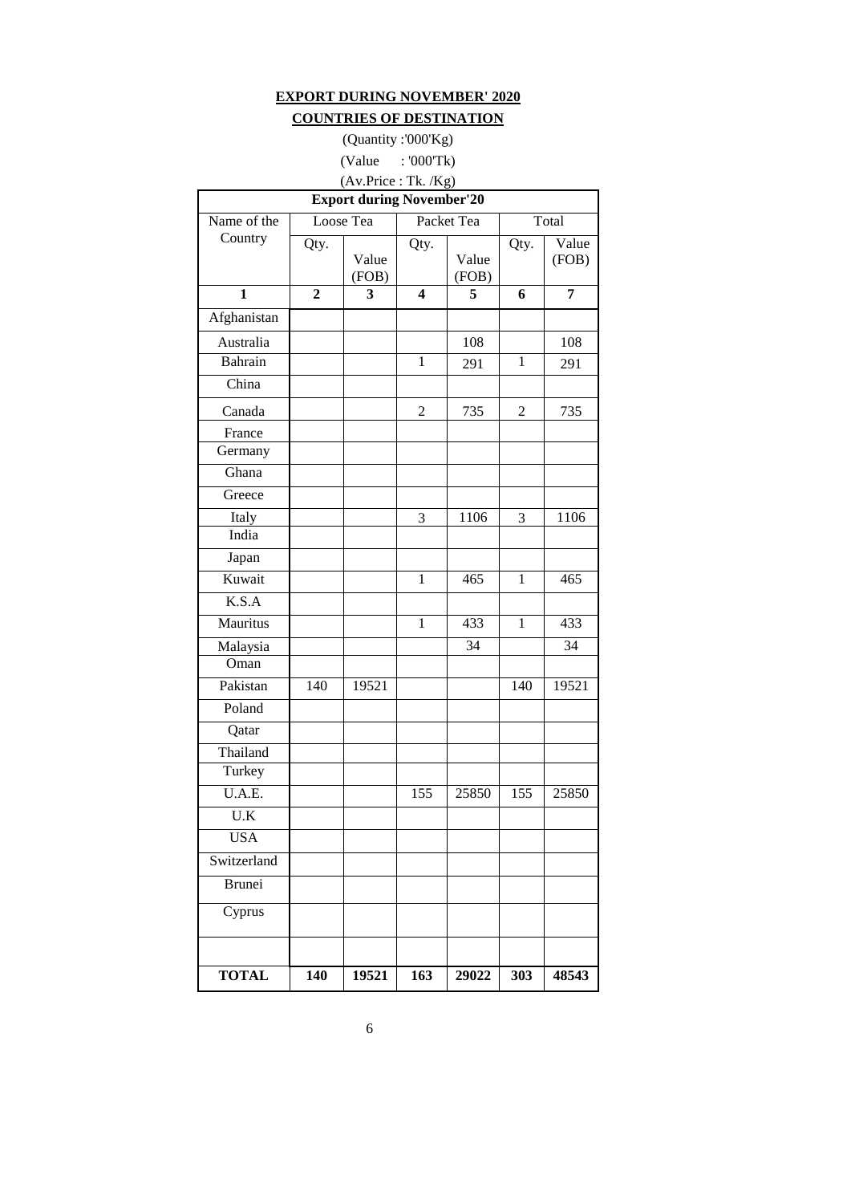**EXPORT DURING NOVEMBER' 2020**

**COUNTRIES OF DESTINATION**

(Quantity :'000'Kg)

(Value : '000'Tk)

(Av.Price : Tk. /Kg)

| **Export during November'20** | | | | | | |
|---|---|---|---|---|---|---|
| Name of the Country | Loose Tea | | Packet Tea | | Total | |
| | Qty. | Value (FOB) | Qty. | Value (FOB) | Qty. | Value (FOB) |
| **1** | **2** | **3** | **4** | **5** | **6** | **7** |
| Afghanistan | | | | | | |
| Australia | | | | 108 | | 108 |
| Bahrain | | | 1 | 291 | 1 | 291 |
| China | | | | | | |
| Canada | | | 2 | 735 | 2 | 735 |
| France | | | | | | |
| Germany | | | | | | |
| Ghana | | | | | | |
| Greece | | | | | | |
| Italy | | | 3 | 1106 | 3 | 1106 |
| India | | | | | | |
| Japan | | | | | | |
| Kuwait | | | 1 | 465 | 1 | 465 |
| K.S.A | | | | | | |
| Mauritus | | | 1 | 433 | 1 | 433 |
| Malaysia | | | | 34 | | 34 |
| Oman | | | | | | |
| Pakistan | 140 | 19521 | | | 140 | 19521 |
| Poland | | | | | | |
| Qatar | | | | | | |
| Thailand | | | | | | |
| Turkey | | | | | | |
| U.A.E. | | | 155 | 25850 | 155 | 25850 |
| U.K | | | | | | |
| USA | | | | | | |
| Switzerland | | | | | | |
| Brunei | | | | | | |
| Cyprus | | | | | | |
| | | | | | | |
| **TOTAL** | **140** | **19521** | **163** | **29022** | **303** | **48543** |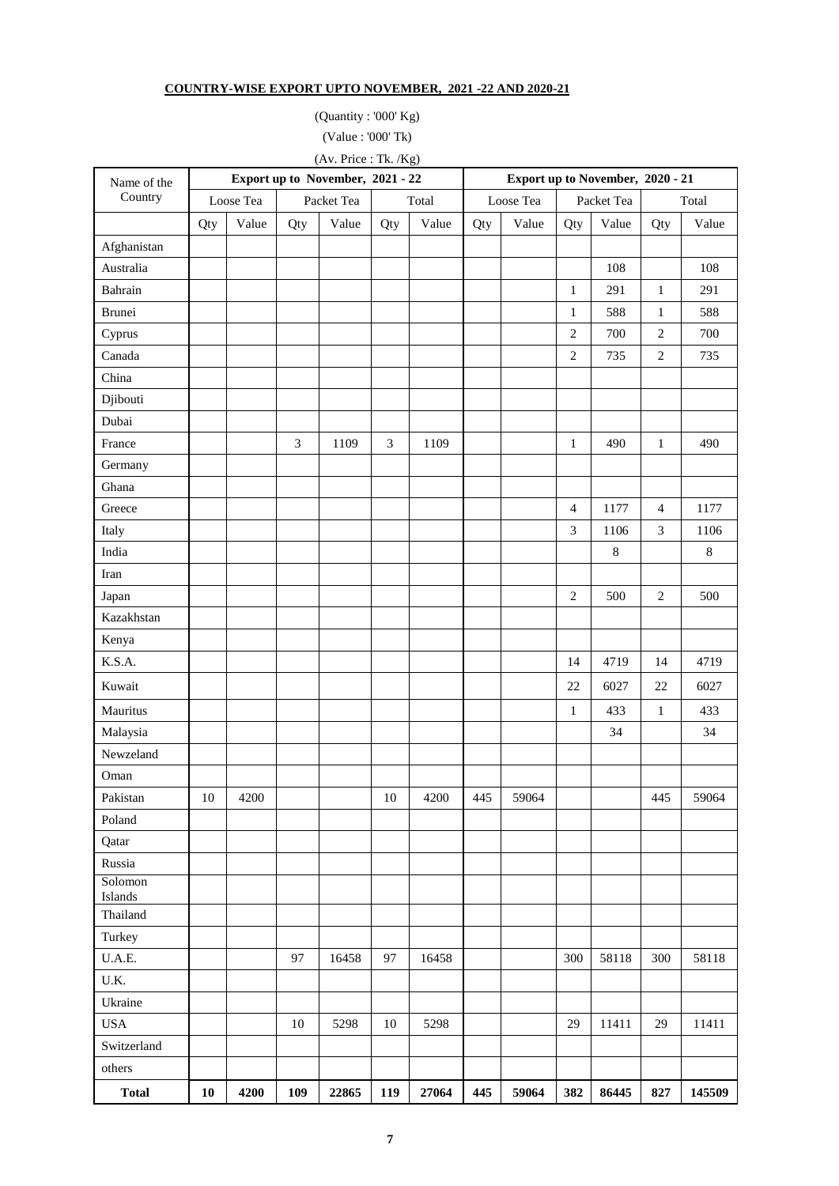**COUNTRY-WISE EXPORT UPTO NOVEMBER, 2021 -22 AND 2020-21**

(Quantity : '000' Kg)

(Value : '000' Tk)

(Av. Price : Tk. /Kg)

| Name of the Country | Export up to November, 2021 - 22 | | | | | | Export up to November, 2020 - 21 | | | | | |
|---|---|---|---|---|---|---|---|---|---|---|---|---|
| | Loose Tea | | Packet Tea | | Total | | Loose Tea | | Packet Tea | | Total | |
| | Qty | Value | Qty | Value | Qty | Value | Qty | Value | Qty | Value | Qty | Value |
| Afghanistan | | | | | | | | | | | | |
| Australia | | | | | | | | | | 108 | | 108 |
| Bahrain | | | | | | | | | 1 | 291 | 1 | 291 |
| Brunei | | | | | | | | | 1 | 588 | 1 | 588 |
| Cyprus | | | | | | | | | 2 | 700 | 2 | 700 |
| Canada | | | | | | | | | 2 | 735 | 2 | 735 |
| China | | | | | | | | | | | | |
| Djibouti | | | | | | | | | | | | |
| Dubai | | | | | | | | | | | | |
| France | | | 3 | 1109 | 3 | 1109 | | | 1 | 490 | 1 | 490 |
| Germany | | | | | | | | | | | | |
| Ghana | | | | | | | | | | | | |
| Greece | | | | | | | | | 4 | 1177 | 4 | 1177 |
| Italy | | | | | | | | | 3 | 1106 | 3 | 1106 |
| India | | | | | | | | | | 8 | | 8 |
| Iran | | | | | | | | | | | | |
| Japan | | | | | | | | | 2 | 500 | 2 | 500 |
| Kazakhstan | | | | | | | | | | | | |
| Kenya | | | | | | | | | | | | |
| K.S.A. | | | | | | | | | 14 | 4719 | 14 | 4719 |
| Kuwait | | | | | | | | | 22 | 6027 | 22 | 6027 |
| Mauritus | | | | | | | | | 1 | 433 | 1 | 433 |
| Malaysia | | | | | | | | | | 34 | | 34 |
| Newzeland | | | | | | | | | | | | |
| Oman | | | | | | | | | | | | |
| Pakistan | 10 | 4200 | | | 10 | 4200 | 445 | 59064 | | | 445 | 59064 |
| Poland | | | | | | | | | | | | |
| Qatar | | | | | | | | | | | | |
| Russia | | | | | | | | | | | | |
| Solomon Islands | | | | | | | | | | | | |
| Thailand | | | | | | | | | | | | |
| Turkey | | | | | | | | | | | | |
| U.A.E. | | | 97 | 16458 | 97 | 16458 | | | 300 | 58118 | 300 | 58118 |
| U.K. | | | | | | | | | | | | |
| Ukraine | | | | | | | | | | | | |
| USA | | | 10 | 5298 | 10 | 5298 | | | 29 | 11411 | 29 | 11411 |
| Switzerland | | | | | | | | | | | | |
| others | | | | | | | | | | | | |
| **Total** | **10** | **4200** | **109** | **22865** | **119** | **27064** | **445** | **59064** | **382** | **86445** | **827** | **145509** |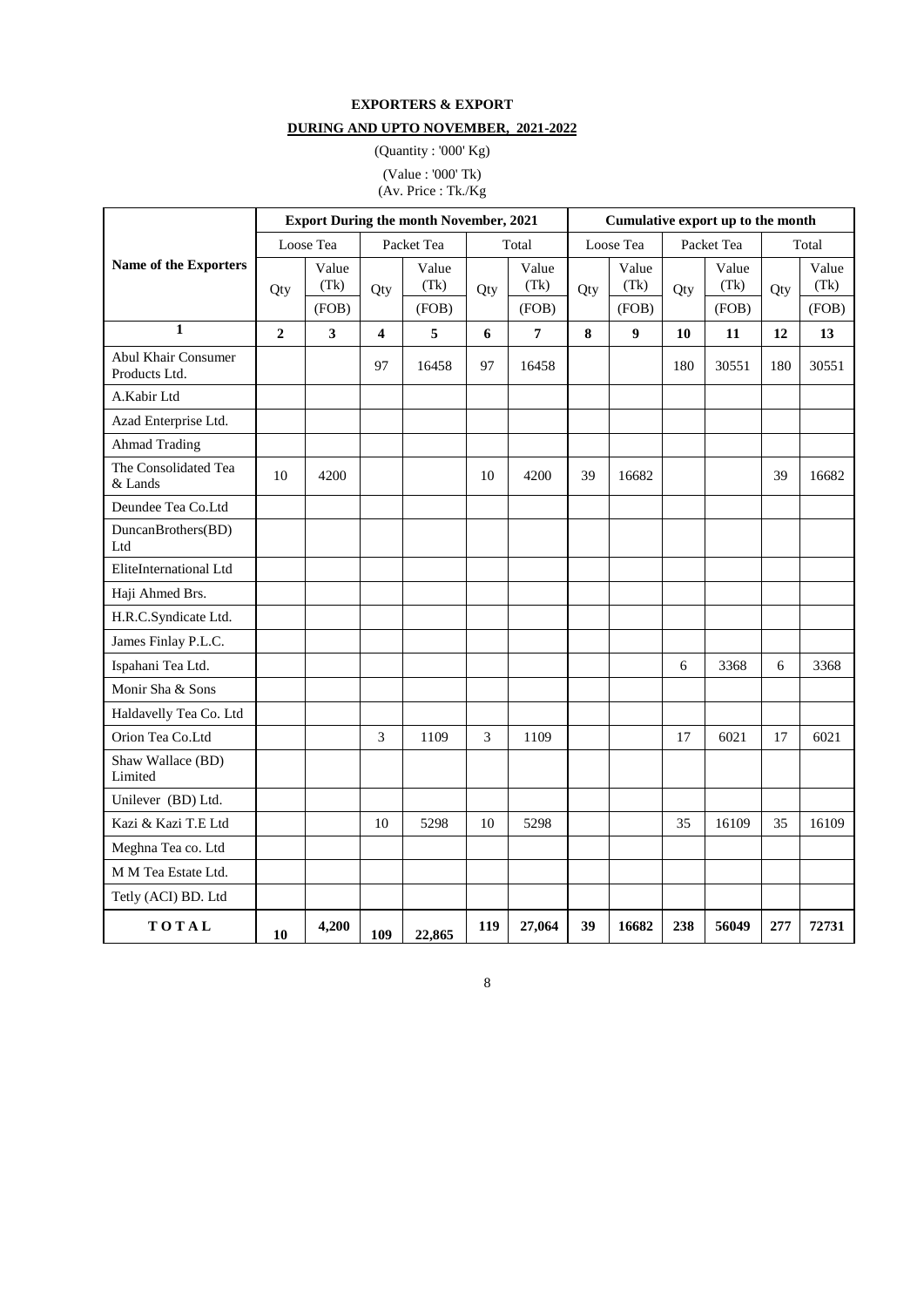**EXPORTERS & EXPORT**

**DURING AND UPTO NOVEMBER, 2021-2022**

(Quantity : '000' Kg)

(Value : '000' Tk)

(Av. Price : Tk./Kg

| Name of the Exporters | Export During the month November, 2021 | | | | | | Cumulative export up to the month | | | | | |
|---|---|---|---|---|---|---|---|---|---|---|---|---|
| | Loose Tea | | Packet Tea | | Total | | Loose Tea | | Packet Tea | | Total | |
| | Qty | Value (Tk) (FOB) | Qty | Value (Tk) (FOB) | Qty | Value (Tk) (FOB) | Qty | Value (Tk) (FOB) | Qty | Value (Tk) (FOB) | Qty | Value (Tk) (FOB) |
| **1** | **2** | **3** | **4** | **5** | **6** | **7** | **8** | **9** | **10** | **11** | **12** | **13** |
| Abul Khair Consumer Products Ltd. | | | 97 | 16458 | 97 | 16458 | | | 180 | 30551 | 180 | 30551 |
| A.Kabir Ltd | | | | | | | | | | | | |
| Azad Enterprise Ltd. | | | | | | | | | | | | |
| Ahmad Trading | | | | | | | | | | | | |
| The Consolidated Tea & Lands | 10 | 4200 | | | 10 | 4200 | 39 | 16682 | | | 39 | 16682 |
| Deundee Tea Co.Ltd | | | | | | | | | | | | |
| DuncanBrothers(BD) Ltd | | | | | | | | | | | | |
| EliteInternational Ltd | | | | | | | | | | | | |
| Haji Ahmed Brs. | | | | | | | | | | | | |
| H.R.C.Syndicate Ltd. | | | | | | | | | | | | |
| James Finlay P.L.C. | | | | | | | | | | | | |
| Ispahani Tea Ltd. | | | | | | | | | 6 | 3368 | 6 | 3368 |
| Monir Sha & Sons | | | | | | | | | | | | |
| Haldavelly Tea Co. Ltd | | | | | | | | | | | | |
| Orion Tea Co.Ltd | | | 3 | 1109 | 3 | 1109 | | | 17 | 6021 | 17 | 6021 |
| Shaw Wallace (BD) Limited | | | | | | | | | | | | |
| Unilever (BD) Ltd. | | | | | | | | | | | | |
| Kazi & Kazi T.E Ltd | | | 10 | 5298 | 10 | 5298 | | | 35 | 16109 | 35 | 16109 |
| Meghna Tea co. Ltd | | | | | | | | | | | | |
| M M Tea Estate Ltd. | | | | | | | | | | | | |
| Tetly (ACI) BD. Ltd | | | | | | | | | | | | |
| **TOTAL** | **10** | **4,200** | **109** | **22,865** | **119** | **27,064** | **39** | **16682** | **238** | **56049** | **277** | **72731** |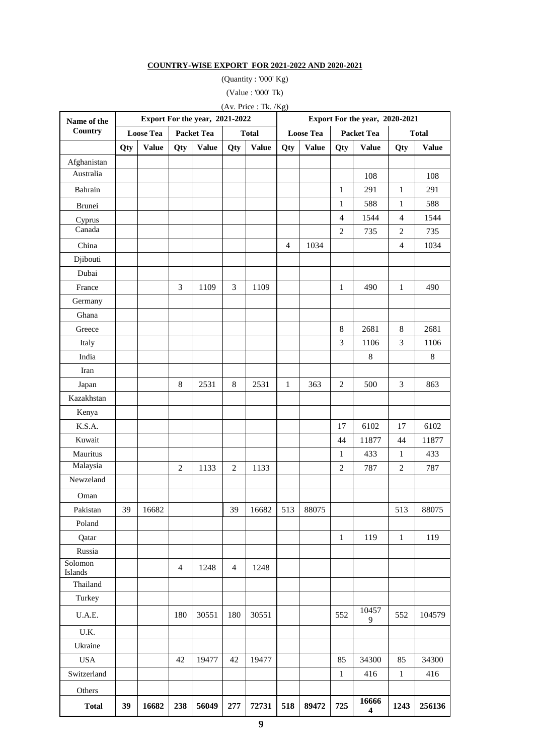**COUNTRY-WISE EXPORT FOR 2021-2022 AND 2020-2021**

(Quantity : '000' Kg)

(Value : '000' Tk)

(Av. Price : Tk. /Kg)

| Name of the Country | Export For the year, 2021-2022 | | | | | | Export For the year, 2020-2021 | | | | | |
|---|---|---|---|---|---|---|---|---|---|---|---|---|
| | Loose Tea | | Packet Tea | | Total | | Loose Tea | | Packet Tea | | Total | |
| | Qty | Value | Qty | Value | Qty | Value | Qty | Value | Qty | Value | Qty | Value |
| Afghanistan | | | | | | | | | | | | |
| Australia | | | | | | | | | | 108 | | 108 |
| Bahrain | | | | | | | | | 1 | 291 | 1 | 291 |
| Brunei | | | | | | | | | 1 | 588 | 1 | 588 |
| Cyprus | | | | | | | | | 4 | 1544 | 4 | 1544 |
| Canada | | | | | | | | | 2 | 735 | 2 | 735 |
| China | | | | | | | 4 | 1034 | | | 4 | 1034 |
| Djibouti | | | | | | | | | | | | |
| Dubai | | | | | | | | | | | | |
| France | | | 3 | 1109 | 3 | 1109 | | | 1 | 490 | 1 | 490 |
| Germany | | | | | | | | | | | | |
| Ghana | | | | | | | | | | | | |
| Greece | | | | | | | | | 8 | 2681 | 8 | 2681 |
| Italy | | | | | | | | | 3 | 1106 | 3 | 1106 |
| India | | | | | | | | | | 8 | | 8 |
| Iran | | | | | | | | | | | | |
| Japan | | | 8 | 2531 | 8 | 2531 | 1 | 363 | 2 | 500 | 3 | 863 |
| Kazakhstan | | | | | | | | | | | | |
| Kenya | | | | | | | | | | | | |
| K.S.A. | | | | | | | | | 17 | 6102 | 17 | 6102 |
| Kuwait | | | | | | | | | 44 | 11877 | 44 | 11877 |
| Mauritus | | | | | | | | | 1 | 433 | 1 | 433 |
| Malaysia | | | 2 | 1133 | 2 | 1133 | | | 2 | 787 | 2 | 787 |
| Newzeland | | | | | | | | | | | | |
| Oman | | | | | | | | | | | | |
| Pakistan | 39 | 16682 | | | 39 | 16682 | 513 | 88075 | | | 513 | 88075 |
| Poland | | | | | | | | | | | | |
| Qatar | | | | | | | | | 1 | 119 | 1 | 119 |
| Russia | | | | | | | | | | | | |
| Solomon Islands | | | 4 | 1248 | 4 | 1248 | | | | | | |
| Thailand | | | | | | | | | | | | |
| Turkey | | | | | | | | | | | | |
| U.A.E. | | | 180 | 30551 | 180 | 30551 | | | 552 | 104579 | 552 | 104579 |
| U.K. | | | | | | | | | | | | |
| Ukraine | | | | | | | | | | | | |
| USA | | | 42 | 19477 | 42 | 19477 | | | 85 | 34300 | 85 | 34300 |
| Switzerland | | | | | | | | | 1 | 416 | 1 | 416 |
| Others | | | | | | | | | | | | |
| **Total** | **39** | **16682** | **238** | **56049** | **277** | **72731** | **518** | **89472** | **725** | **166664** | **1243** | **256136** |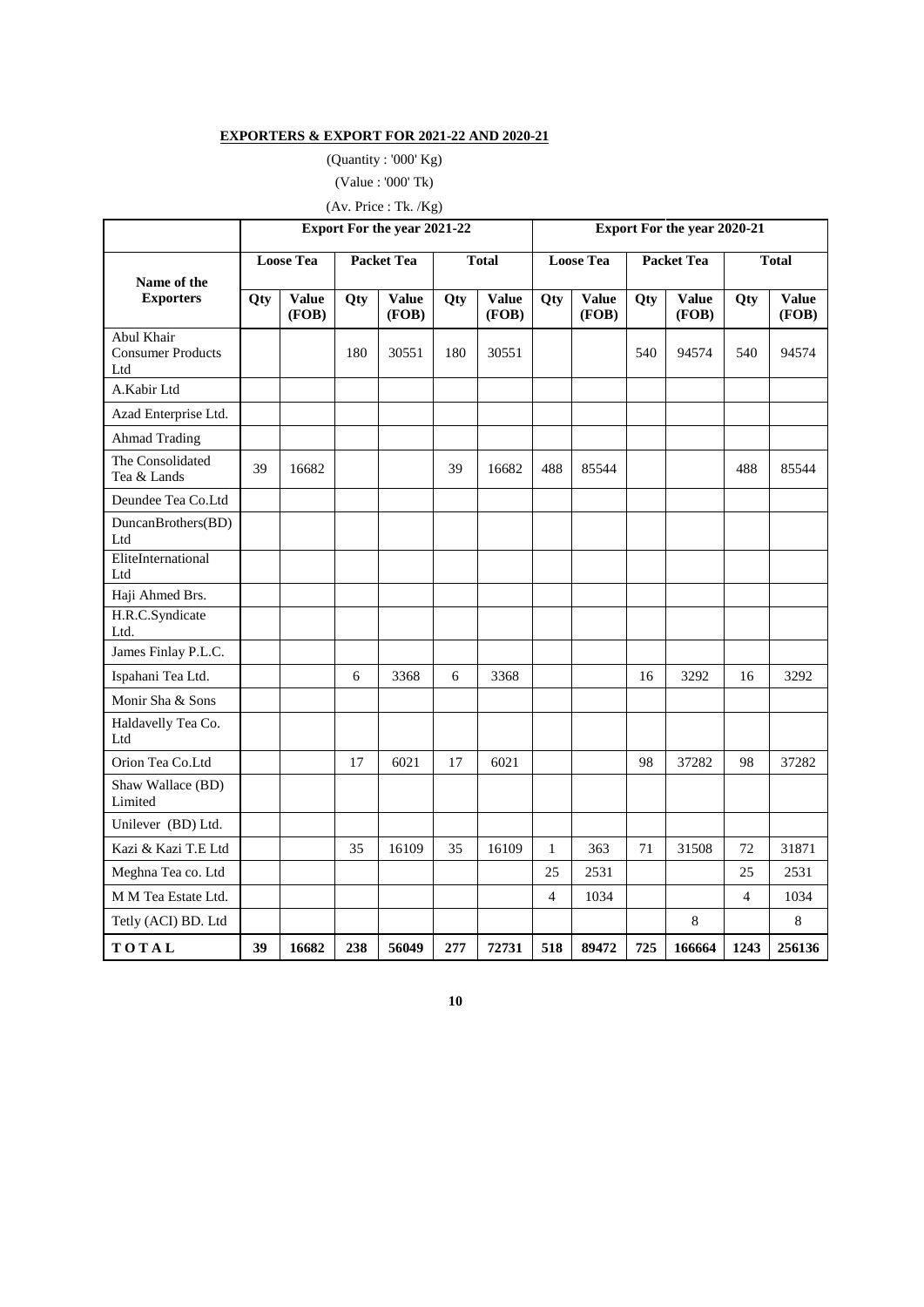**EXPORTERS & EXPORT FOR 2021-22 AND 2020-21**

(Quantity : '000' Kg)

(Value : '000' Tk)

(Av. Price : Tk. /Kg)

| Name of the Exporters | Export For the year 2021-22 | | | | | | Export For the year 2020-21 | | | | | |
|---|---|---|---|---|---|---|---|---|---|---|---|---|
| | Loose Tea | | Packet Tea | | Total | | Loose Tea | | Packet Tea | | Total | |
| | Qty | Value (FOB) | Qty | Value (FOB) | Qty | Value (FOB) | Qty | Value (FOB) | Qty | Value (FOB) | Qty | Value (FOB) |
| Abul Khair Consumer Products Ltd | | | 180 | 30551 | 180 | 30551 | | | 540 | 94574 | 540 | 94574 |
| A.Kabir Ltd | | | | | | | | | | | | |
| Azad Enterprise Ltd. | | | | | | | | | | | | |
| Ahmad Trading | | | | | | | | | | | | |
| The Consolidated Tea & Lands | 39 | 16682 | | | 39 | 16682 | 488 | 85544 | | | 488 | 85544 |
| Deundee Tea Co.Ltd | | | | | | | | | | | | |
| DuncanBrothers(BD) Ltd | | | | | | | | | | | | |
| EliteInternational Ltd | | | | | | | | | | | | |
| Haji Ahmed Brs. | | | | | | | | | | | | |
| H.R.C.Syndicate Ltd. | | | | | | | | | | | | |
| James Finlay P.L.C. | | | | | | | | | | | | |
| Ispahani Tea Ltd. | | | 6 | 3368 | 6 | 3368 | | | 16 | 3292 | 16 | 3292 |
| Monir Sha & Sons | | | | | | | | | | | | |
| Haldavelly Tea Co. Ltd | | | | | | | | | | | | |
| Orion Tea Co.Ltd | | | 17 | 6021 | 17 | 6021 | | | 98 | 37282 | 98 | 37282 |
| Shaw Wallace (BD) Limited | | | | | | | | | | | | |
| Unilever (BD) Ltd. | | | | | | | | | | | | |
| Kazi & Kazi T.E Ltd | | | 35 | 16109 | 35 | 16109 | 1 | 363 | 71 | 31508 | 72 | 31871 |
| Meghna Tea co. Ltd | | | | | | | 25 | 2531 | | | 25 | 2531 |
| M M Tea Estate Ltd. | | | | | | | 4 | 1034 | | | 4 | 1034 |
| Tetly (ACI) BD. Ltd | | | | | | | | | | 8 | | 8 |
| **TOTAL** | **39** | **16682** | **238** | **56049** | **277** | **72731** | **518** | **89472** | **725** | **166664** | **1243** | **256136** |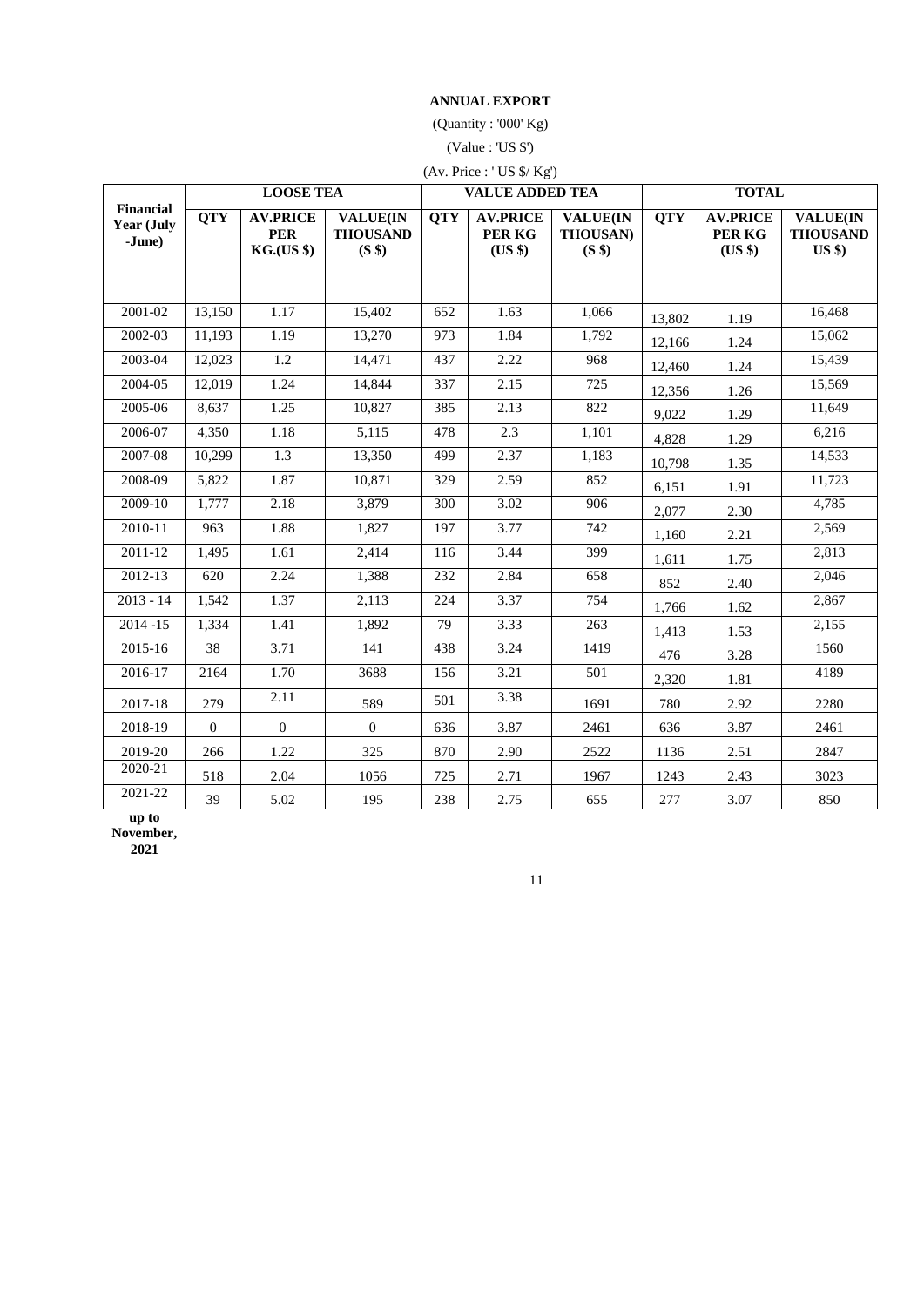**ANNUAL EXPORT**

(Quantity : '000' Kg)

(Value : 'US $')

(Av. Price : ' US $/ Kg')

| Financial Year (July -June) | LOOSE TEA | | | VALUE ADDED TEA | | | TOTAL | | |
|---|---|---|---|---|---|---|---|---|---|
| | QTY | AV.PRICE PER KG.(US $) | VALUE(IN THOUSAND (S $) | QTY | AV.PRICE PER KG (US $) | VALUE(IN THOUSAN) (S $) | QTY | AV.PRICE PER KG (US $) | VALUE(IN THOUSAND US $) |
| 2001-02 | 13,150 | 1.17 | 15,402 | 652 | 1.63 | 1,066 | 13,802 | 1.19 | 16,468 |
| 2002-03 | 11,193 | 1.19 | 13,270 | 973 | 1.84 | 1,792 | 12,166 | 1.24 | 15,062 |
| 2003-04 | 12,023 | 1.2 | 14,471 | 437 | 2.22 | 968 | 12,460 | 1.24 | 15,439 |
| 2004-05 | 12,019 | 1.24 | 14,844 | 337 | 2.15 | 725 | 12,356 | 1.26 | 15,569 |
| 2005-06 | 8,637 | 1.25 | 10,827 | 385 | 2.13 | 822 | 9,022 | 1.29 | 11,649 |
| 2006-07 | 4,350 | 1.18 | 5,115 | 478 | 2.3 | 1,101 | 4,828 | 1.29 | 6,216 |
| 2007-08 | 10,299 | 1.3 | 13,350 | 499 | 2.37 | 1,183 | 10,798 | 1.35 | 14,533 |
| 2008-09 | 5,822 | 1.87 | 10,871 | 329 | 2.59 | 852 | 6,151 | 1.91 | 11,723 |
| 2009-10 | 1,777 | 2.18 | 3,879 | 300 | 3.02 | 906 | 2,077 | 2.30 | 4,785 |
| 2010-11 | 963 | 1.88 | 1,827 | 197 | 3.77 | 742 | 1,160 | 2.21 | 2,569 |
| 2011-12 | 1,495 | 1.61 | 2,414 | 116 | 3.44 | 399 | 1,611 | 1.75 | 2,813 |
| 2012-13 | 620 | 2.24 | 1,388 | 232 | 2.84 | 658 | 852 | 2.40 | 2,046 |
| 2013 - 14 | 1,542 | 1.37 | 2,113 | 224 | 3.37 | 754 | 1,766 | 1.62 | 2,867 |
| 2014 -15 | 1,334 | 1.41 | 1,892 | 79 | 3.33 | 263 | 1,413 | 1.53 | 2,155 |
| 2015-16 | 38 | 3.71 | 141 | 438 | 3.24 | 1419 | 476 | 3.28 | 1560 |
| 2016-17 | 2164 | 1.70 | 3688 | 156 | 3.21 | 501 | 2,320 | 1.81 | 4189 |
| 2017-18 | 279 | 2.11 | 589 | 501 | 3.38 | 1691 | 780 | 2.92 | 2280 |
| 2018-19 | 0 | 0 | 0 | 636 | 3.87 | 2461 | 636 | 3.87 | 2461 |
| 2019-20 | 266 | 1.22 | 325 | 870 | 2.90 | 2522 | 1136 | 2.51 | 2847 |
| 2020-21 | 518 | 2.04 | 1056 | 725 | 2.71 | 1967 | 1243 | 2.43 | 3023 |
| 2021-22 up to November, 2021 | 39 | 5.02 | 195 | 238 | 2.75 | 655 | 277 | 3.07 | 850 |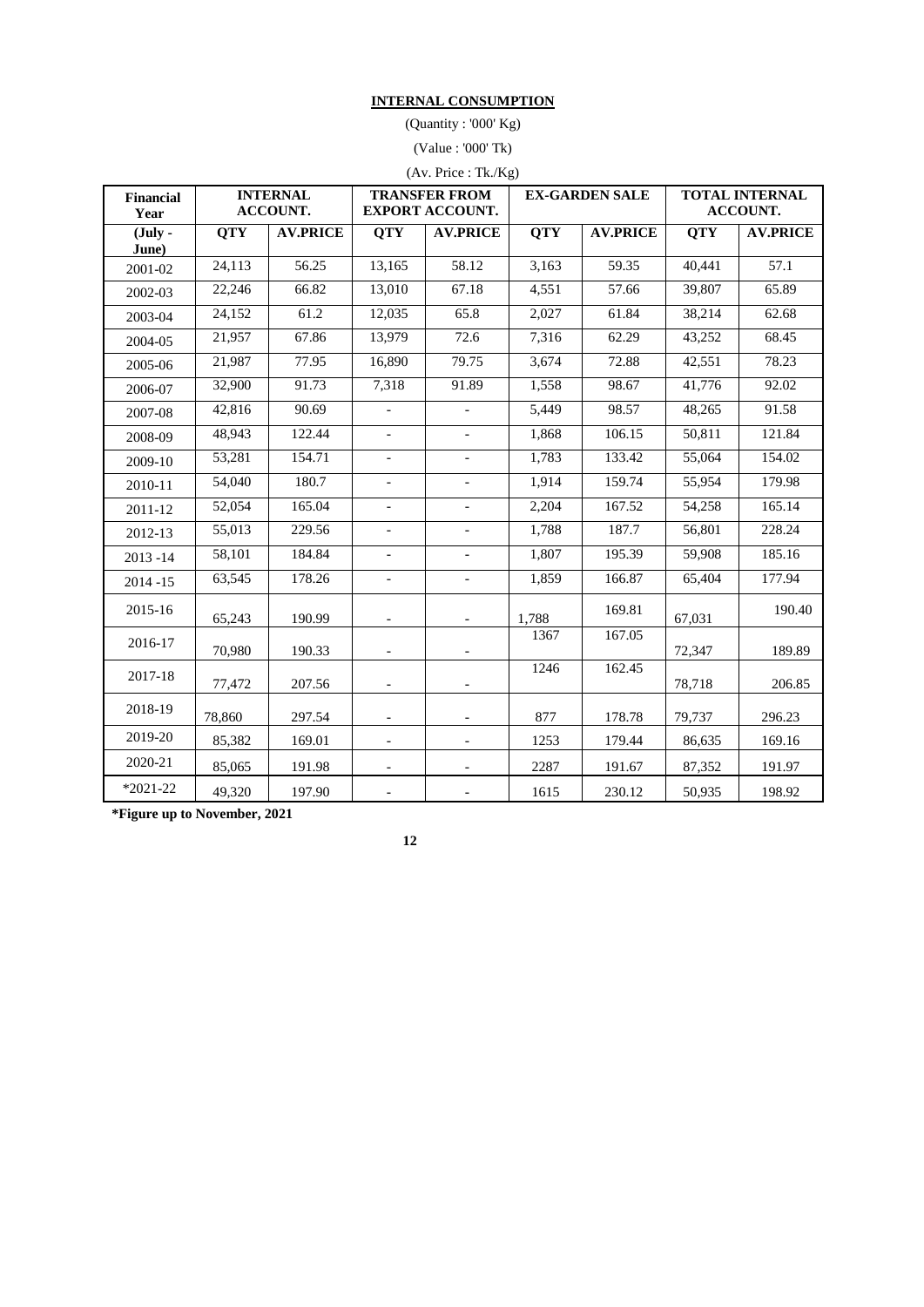**INTERNAL CONSUMPTION**

(Quantity : '000' Kg)

(Value : '000' Tk)

(Av. Price : Tk./Kg)

| Financial Year | INTERNAL ACCOUNT. | | TRANSFER FROM EXPORT ACCOUNT. | | EX-GARDEN SALE | | TOTAL INTERNAL ACCOUNT. | |
|---|---|---|---|---|---|---|---|---|
| (July - June) | QTY | AV.PRICE | QTY | AV.PRICE | QTY | AV.PRICE | QTY | AV.PRICE |
| 2001-02 | 24,113 | 56.25 | 13,165 | 58.12 | 3,163 | 59.35 | 40,441 | 57.1 |
| 2002-03 | 22,246 | 66.82 | 13,010 | 67.18 | 4,551 | 57.66 | 39,807 | 65.89 |
| 2003-04 | 24,152 | 61.2 | 12,035 | 65.8 | 2,027 | 61.84 | 38,214 | 62.68 |
| 2004-05 | 21,957 | 67.86 | 13,979 | 72.6 | 7,316 | 62.29 | 43,252 | 68.45 |
| 2005-06 | 21,987 | 77.95 | 16,890 | 79.75 | 3,674 | 72.88 | 42,551 | 78.23 |
| 2006-07 | 32,900 | 91.73 | 7,318 | 91.89 | 1,558 | 98.67 | 41,776 | 92.02 |
| 2007-08 | 42,816 | 90.69 | - | - | 5,449 | 98.57 | 48,265 | 91.58 |
| 2008-09 | 48,943 | 122.44 | - | - | 1,868 | 106.15 | 50,811 | 121.84 |
| 2009-10 | 53,281 | 154.71 | - | - | 1,783 | 133.42 | 55,064 | 154.02 |
| 2010-11 | 54,040 | 180.7 | - | - | 1,914 | 159.74 | 55,954 | 179.98 |
| 2011-12 | 52,054 | 165.04 | - | - | 2,204 | 167.52 | 54,258 | 165.14 |
| 2012-13 | 55,013 | 229.56 | - | - | 1,788 | 187.7 | 56,801 | 228.24 |
| 2013 -14 | 58,101 | 184.84 | - | - | 1,807 | 195.39 | 59,908 | 185.16 |
| 2014 -15 | 63,545 | 178.26 | - | - | 1,859 | 166.87 | 65,404 | 177.94 |
| 2015-16 | 65,243 | 190.99 | - | - | 1,788 | 169.81 | 67,031 | 190.40 |
| 2016-17 | 70,980 | 190.33 | - | - | 1367 | 167.05 | 72,347 | 189.89 |
| 2017-18 | 77,472 | 207.56 | - | - | 1246 | 162.45 | 78,718 | 206.85 |
| 2018-19 | 78,860 | 297.54 | - | - | 877 | 178.78 | 79,737 | 296.23 |
| 2019-20 | 85,382 | 169.01 | - | - | 1253 | 179.44 | 86,635 | 169.16 |
| 2020-21 | 85,065 | 191.98 | - | - | 2287 | 191.67 | 87,352 | 191.97 |
| *2021-22 | 49,320 | 197.90 | - | - | 1615 | 230.12 | 50,935 | 198.92 |

**\*Figure up to November, 2021**